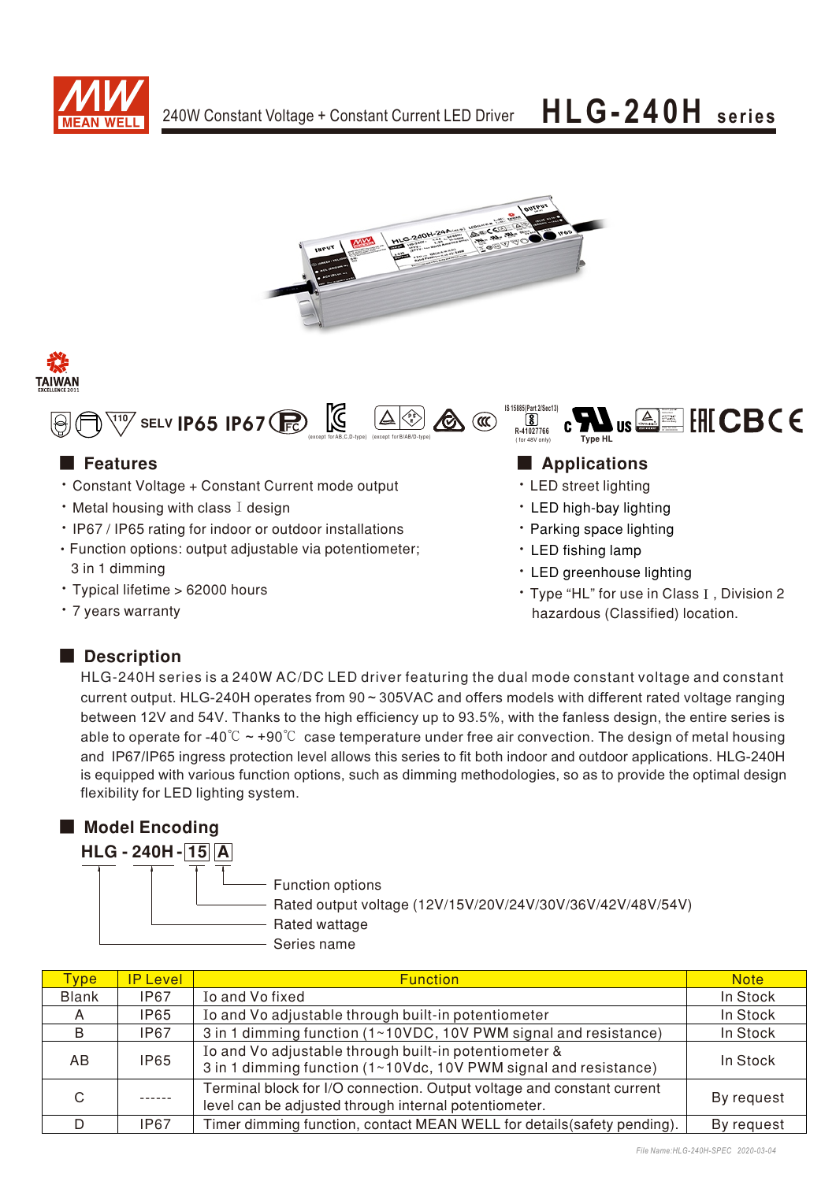# 240W Constant Voltage + Constant Current LED Driver **HLG-240H series**

SELV IP65 IP67

## Features

- Constant Voltage + Constant Current mode output
- Metal housing with class Ⅰ design
- IP67 / IP65 rating for indoor or outdoor installations
- Function options: output adjustable via potentiometer; 3 in 1 dimming
- Typical lifetime > 62000 hours
- 7 years warranty

## Applications

- LED street lighting
- LED high-bay lighting
- Parking space lighting
- LED fishing lamp
- LED greenhouse lighting
- Type "HL" for use in Class Ⅰ, Division 2 hazardous (Classified) location.

## Description

HLG-240H series is a 240W AC/DC LED driver featuring the dual mode constant voltage and constant current output. HLG-240H operates from 90 ~ 305VAC and offers models with different rated voltage ranging between 12V and 54V. Thanks to the high efficiency up to 93.5%, with the fanless design, the entire series is able to operate for -40℃ ~ +90℃ case temperature under free air convection. The design of metal housing and IP67/IP65 ingress protection level allows this series to fit both indoor and outdoor applications. HLG-240H is equipped with various function options, such as dimming methodologies, so as to provide the optimal design flexibility for LED lighting system.

## Model Encoding

**HLG - 240H - 15 A**

- A: Function options
- 15: Rated output voltage (12V/15V/20V/24V/30V/36V/42V/48V/54V)
- 240H: Rated wattage
- HLG: Series name

| Type | IP Level | Function | Note |
|---|---|---|---|
| Blank | IP67 | Io and Vo fixed | In Stock |
| A | IP65 | Io and Vo adjustable through built-in potentiometer | In Stock |
| B | IP67 | 3 in 1 dimming function (1~10VDC, 10V PWM signal and resistance) | In Stock |
| AB | IP65 | Io and Vo adjustable through built-in potentiometer & 3 in 1 dimming function (1~10Vdc, 10V PWM signal and resistance) | In Stock |
| C | ------ | Terminal block for I/O connection. Output voltage and constant current level can be adjusted through internal potentiometer. | By request |
| D | IP67 | Timer dimming function, contact MEAN WELL for details(safety pending). | By request |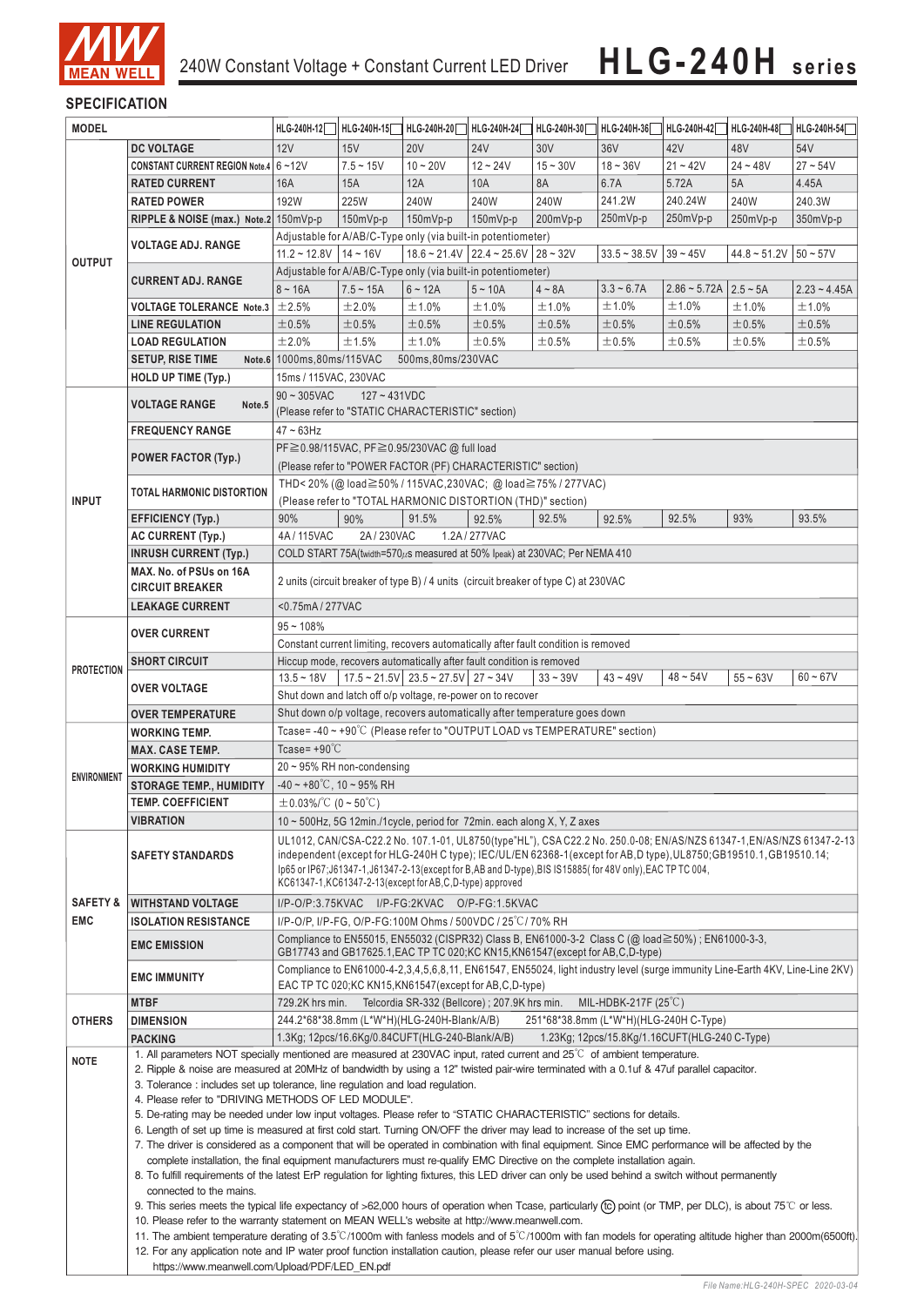# 240W Constant Voltage + Constant Current LED Driver HLG-240H series

## SPECIFICATION

| MODEL | | HLG-240H-12 | HLG-240H-15 | HLG-240H-20 | HLG-240H-24 | HLG-240H-30 | HLG-240H-36 | HLG-240H-42 | HLG-240H-48 | HLG-240H-54 |
|---|---|---|---|---|---|---|---|---|---|---|
| OUTPUT | DC VOLTAGE | 12V | 15V | 20V | 24V | 30V | 36V | 42V | 48V | 54V |
| | CONSTANT CURRENT REGION Note.4 | 6 ~ 12V | 7.5 ~ 15V | 10 ~ 20V | 12 ~ 24V | 15 ~ 30V | 18 ~ 36V | 21 ~ 42V | 24 ~ 48V | 27 ~ 54V |
| | RATED CURRENT | 16A | 15A | 12A | 10A | 8A | 6.7A | 5.72A | 5A | 4.45A |
| | RATED POWER | 192W | 225W | 240W | 240W | 240W | 241.2W | 240.24W | 240W | 240.3W |
| | RIPPLE & NOISE (max.) Note.2 | 150mVp-p | 150mVp-p | 150mVp-p | 150mVp-p | 200mVp-p | 250mVp-p | 250mVp-p | 250mVp-p | 350mVp-p |
| | VOLTAGE ADJ. RANGE | Adjustable for A/AB/C-Type only (via built-in potentiometer) | | | | | | | | |
| | | 11.2 ~ 12.8V | 14 ~ 16V | 18.6 ~ 21.4V | 22.4 ~ 25.6V | 28 ~ 32V | 33.5 ~ 38.5V | 39 ~ 45V | 44.8 ~ 51.2V | 50 ~ 57V |
| | CURRENT ADJ. RANGE | Adjustable for A/AB/C-Type only (via built-in potentiometer) | | | | | | | | |
| | | 8 ~ 16A | 7.5 ~ 15A | 6 ~ 12A | 5 ~ 10A | 4 ~ 8A | 3.3 ~ 6.7A | 2.86 ~ 5.72A | 2.5 ~ 5A | 2.23 ~ 4.45A |
| | VOLTAGE TOLERANCE Note.3 | ±2.5% | ±2.0% | ±1.0% | ±1.0% | ±1.0% | ±1.0% | ±1.0% | ±1.0% | ±1.0% |
| | LINE REGULATION | ±0.5% | ±0.5% | ±0.5% | ±0.5% | ±0.5% | ±0.5% | ±0.5% | ±0.5% | ±0.5% |
| | LOAD REGULATION | ±2.0% | ±1.5% | ±1.0% | ±0.5% | ±0.5% | ±0.5% | ±0.5% | ±0.5% | ±0.5% |
| | SETUP, RISE TIME Note.6 | 1000ms,80ms/115VAC 500ms,80ms/230VAC | | | | | | | | |
| | HOLD UP TIME (Typ.) | 15ms / 115VAC, 230VAC | | | | | | | | |
| INPUT | VOLTAGE RANGE Note.5 | 90 ~ 305VAC 127 ~ 431VDC (Please refer to "STATIC CHARACTERISTIC" section) | | | | | | | | |
| | FREQUENCY RANGE | 47 ~ 63Hz | | | | | | | | |
| | POWER FACTOR (Typ.) | PF≧0.98/115VAC, PF≧0.95/230VAC @ full load (Please refer to "POWER FACTOR (PF) CHARACTERISTIC" section) | | | | | | | | |
| | TOTAL HARMONIC DISTORTION | THD< 20% (@ load≧50% / 115VAC,230VAC; @ load≧75% / 277VAC) (Please refer to "TOTAL HARMONIC DISTORTION (THD)" section) | | | | | | | | |
| | EFFICIENCY (Typ.) | 90% | 90% | 91.5% | 92.5% | 92.5% | 92.5% | 92.5% | 93% | 93.5% |
| | AC CURRENT (Typ.) | 4A / 115VAC 2A / 230VAC 1.2A / 277VAC | | | | | | | | |
| | INRUSH CURRENT (Typ.) | COLD START 75A(twidth=570μs measured at 50% Ipeak) at 230VAC; Per NEMA 410 | | | | | | | | |
| | MAX. No. of PSUs on 16A CIRCUIT BREAKER | 2 units (circuit breaker of type B) / 4 units (circuit breaker of type C) at 230VAC | | | | | | | | |
| | LEAKAGE CURRENT | <0.75mA / 277VAC | | | | | | | | |
| PROTECTION | OVER CURRENT | 95 ~ 108% | | | | | | | | |
| | | Constant current limiting, recovers automatically after fault condition is removed | | | | | | | | |
| | SHORT CIRCUIT | Hiccup mode, recovers automatically after fault condition is removed | | | | | | | | |
| | OVER VOLTAGE | 13.5 ~ 18V | 17.5 ~ 21.5V | 23.5 ~ 27.5V | 27 ~ 34V | 33 ~ 39V | 43 ~ 49V | 48 ~ 54V | 55 ~ 63V | 60 ~ 67V |
| | | Shut down and latch off o/p voltage, re-power on to recover | | | | | | | | |
| | OVER TEMPERATURE | Shut down o/p voltage, recovers automatically after temperature goes down | | | | | | | | |
| ENVIRONMENT | WORKING TEMP. | Tcase= -40 ~ +90℃ (Please refer to "OUTPUT LOAD vs TEMPERATURE" section) | | | | | | | | |
| | MAX. CASE TEMP. | Tcase= +90℃ | | | | | | | | |
| | WORKING HUMIDITY | 20 ~ 95% RH non-condensing | | | | | | | | |
| | STORAGE TEMP., HUMIDITY | -40 ~ +80℃, 10 ~ 95% RH | | | | | | | | |
| | TEMP. COEFFICIENT | ±0.03%/℃ (0 ~ 50℃) | | | | | | | | |
| | VIBRATION | 10 ~ 500Hz, 5G 12min./1cycle, period for 72min. each along X, Y, Z axes | | | | | | | | |
| SAFETY & EMC | SAFETY STANDARDS | UL1012, CAN/CSA-C22.2 No. 107.1-01, UL8750(type"HL"), CSA C22.2 No. 250.0-08; EN/AS/NZS 61347-1,EN/AS/NZS 61347-2-13 independent (except for HLG-240H C type); IEC/UL/EN 62368-1(except for AB,D type),UL8750;GB19510.1,GB19510.14; Ip65 or IP67;J61347-1,J61347-2-13(except for B,AB and D-type),BIS IS15885( for 48V only),EAC TP TC 004, KC61347-1,KC61347-2-13(except for AB,C,D-type) approved | | | | | | | | |
| | WITHSTAND VOLTAGE | I/P-O/P:3.75KVAC I/P-FG:2KVAC O/P-FG:1.5KVAC | | | | | | | | |
| | ISOLATION RESISTANCE | I/P-O/P, I/P-FG, O/P-FG:100M Ohms / 500VDC / 25℃/ 70% RH | | | | | | | | |
| | EMC EMISSION | Compliance to EN55015, EN55032 (CISPR32) Class B, EN61000-3-2 Class C (@ load≧50%) ; EN61000-3-3, GB17743 and GB17625.1,EAC TP TC 020;KC KN15,KN61547(except for AB,C,D-type) | | | | | | | | |
| | EMC IMMUNITY | Compliance to EN61000-4-2,3,4,5,6,8,11, EN61547, EN55024, light industry level (surge immunity Line-Earth 4KV, Line-Line 2KV) EAC TP TC 020;KC KN15,KN61547(except for AB,C,D-type) | | | | | | | | |
| OTHERS | MTBF | 729.2K hrs min. Telcordia SR-332 (Bellcore) ; 207.9K hrs min. MIL-HDBK-217F (25℃) | | | | | | | | |
| | DIMENSION | 244.2\*68\*38.8mm (L\*W\*H)(HLG-240H-Blank/A/B) 251\*68\*38.8mm (L\*W\*H)(HLG-240H C-Type) | | | | | | | | |
| | PACKING | 1.3Kg; 12pcs/16.6Kg/0.84CUFT(HLG-240-Blank/A/B) 1.23Kg; 12pcs/15.8Kg/1.16CUFT(HLG-240 C-Type) | | | | | | | | |

**NOTE**

1. All parameters NOT specially mentioned are measured at 230VAC input, rated current and 25℃ of ambient temperature.
2. Ripple & noise are measured at 20MHz of bandwidth by using a 12" twisted pair-wire terminated with a 0.1uf & 47uf parallel capacitor.
3. Tolerance : includes set up tolerance, line regulation and load regulation.
4. Please refer to "DRIVING METHODS OF LED MODULE".
5. De-rating may be needed under low input voltages. Please refer to "STATIC CHARACTERISTIC" sections for details.
6. Length of set up time is measured at first cold start. Turning ON/OFF the driver may lead to increase of the set up time.
7. The driver is considered as a component that will be operated in combination with final equipment. Since EMC performance will be affected by the complete installation, the final equipment manufacturers must re-qualify EMC Directive on the complete installation again.
8. To fulfill requirements of the latest ErP regulation for lighting fixtures, this LED driver can only be used behind a switch without permanently connected to the mains.
9. This series meets the typical life expectancy of >62,000 hours of operation when Tcase, particularly (tc) point (or TMP, per DLC), is about 75℃ or less.
10. Please refer to the warranty statement on MEAN WELL's website at http://www.meanwell.com.
11. The ambient temperature derating of 3.5℃/1000m with fanless models and of 5℃/1000m with fan models for operating altitude higher than 2000m(6500ft).
12. For any application note and IP water proof function installation caution, please refer our user manual before using. https://www.meanwell.com/Upload/PDF/LED_EN.pdf

File Name:HLG-240H-SPEC 2020-03-04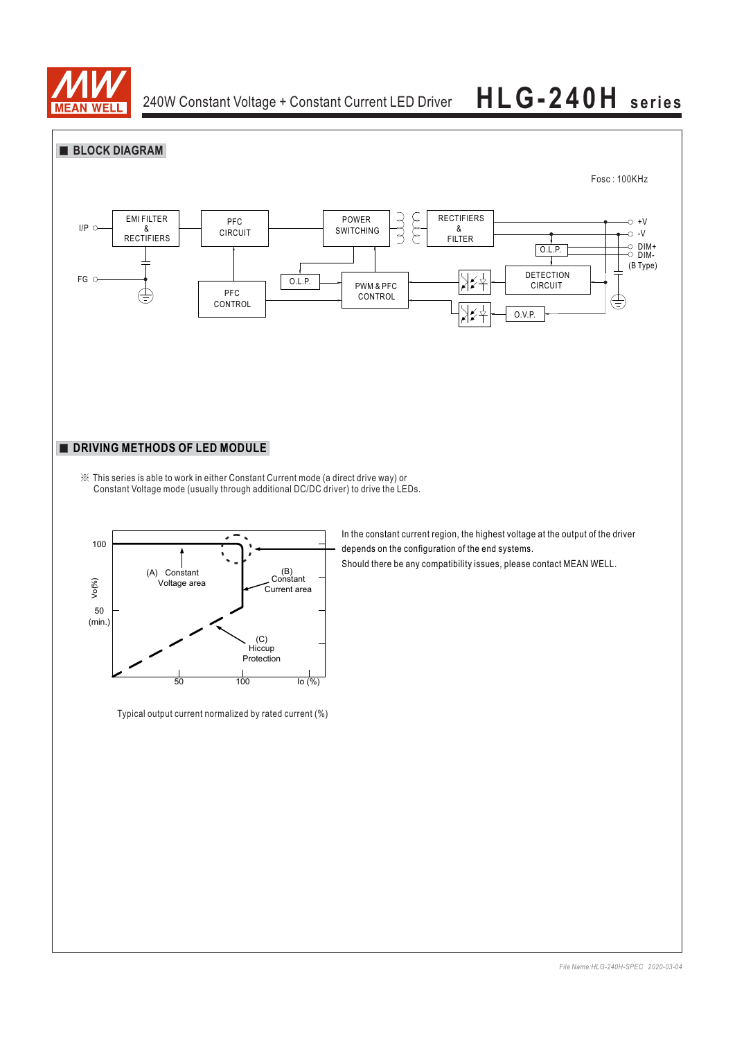## BLOCK DIAGRAM

Fosc : 100KHz

I/P

FG

EMI FILTER & RECTIFIERS

PFC CIRCUIT

POWER SWITCHING

RECTIFIERS & FILTER

+V

-V

DIM+

DIM-

(B Type)

O.L.P.

O.L.P.

PWM & PFC CONTROL

PFC CONTROL

DETECTION CIRCUIT

O.V.P.

## DRIVING METHODS OF LED MODULE

※ This series is able to work in either Constant Current mode (a direct drive way) or Constant Voltage mode (usually through additional DC/DC driver) to drive the LEDs.

Vo(%)

100

50 (min.)

(A) Constant Voltage area

(B) Constant Current area

(C) Hiccup Protection

50

100

Io (%)

Typical output current normalized by rated current (%)

In the constant current region, the highest voltage at the output of the driver depends on the configuration of the end systems.

Should there be any compatibility issues, please contact MEAN WELL.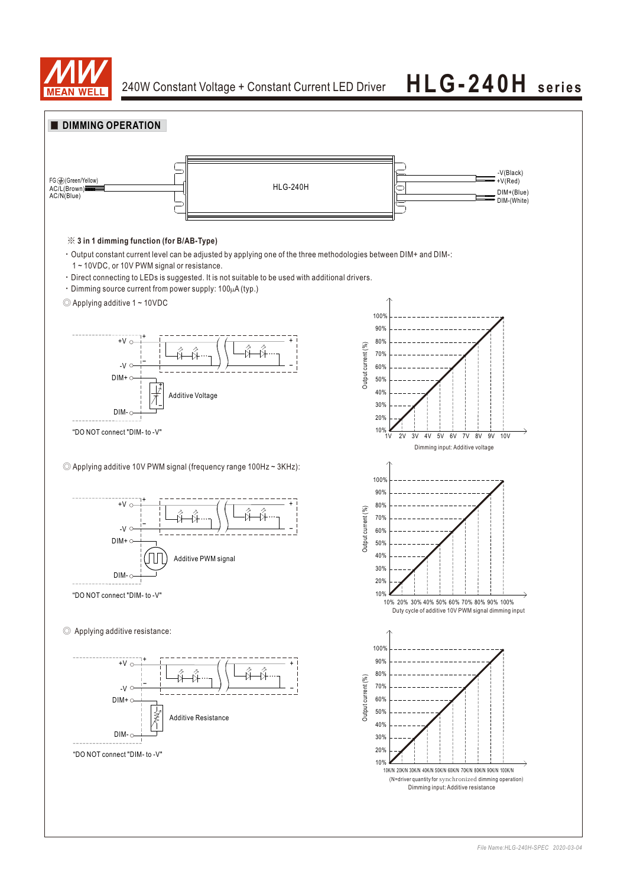## DIMMING OPERATION

FG⏚(Green/Yellow)
AC/L(Brown)
AC/N(Blue)

HLG-240H

-V(Black)
+V(Red)
DIM+(Blue)
DIM-(White)

※ **3 in 1 dimming function (for B/AB-Type)**

- Output constant current level can be adjusted by applying one of the three methodologies between DIM+ and DIM-: 1 ~ 10VDC, or 10V PWM signal or resistance.
- Direct connecting to LEDs is suggested. It is not suitable to be used with additional drivers.
- Dimming source current from power supply: 100μA (typ.)

◎ Applying additive 1 ~ 10VDC

+V, -V, DIM+, DIM-, Additive Voltage

"DO NOT connect "DIM- to -V"

Output current (%): 10% – 100%

1V 2V 3V 4V 5V 6V 7V 8V 9V 10V

Dimming input: Additive voltage

◎ Applying additive 10V PWM signal (frequency range 100Hz ~ 3KHz):

+V, -V, DIM+, DIM-, Additive PWM signal

"DO NOT connect "DIM- to -V"

Output current (%): 10% – 100%

10% 20% 30% 40% 50% 60% 70% 80% 90% 100%

Duty cycle of additive 10V PWM signal dimming input

◎ Applying additive resistance:

+V, -V, DIM+, DIM-, Additive Resistance

"DO NOT connect "DIM- to -V"

Output current (%): 10% – 100%

10K/N 20K/N 30K/N 40K/N 50K/N 60K/N 70K/N 80K/N 90K/N 100K/N

(N=driver quantity for synchronized dimming operation)

Dimming input: Additive resistance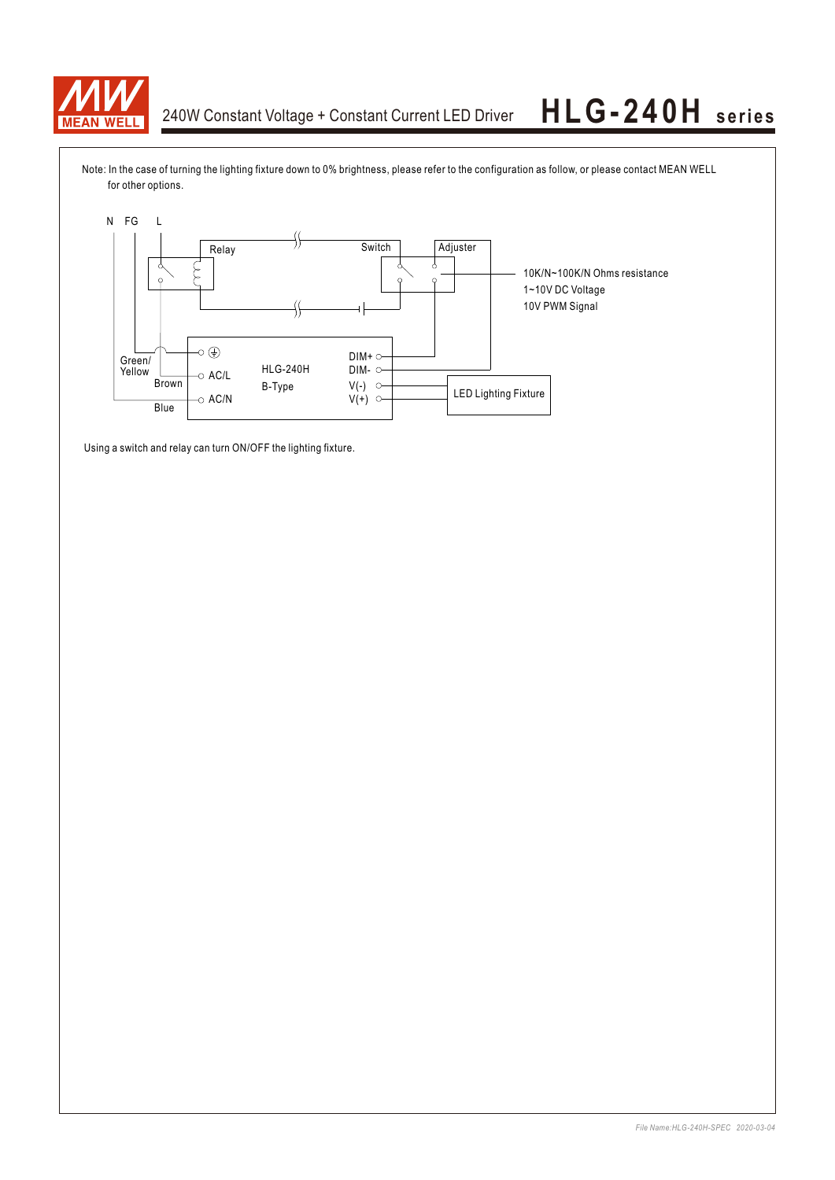Note: In the case of turning the lighting fixture down to 0% brightness, please refer to the configuration as follow, or please contact MEAN WELL for other options.

N FG L

Relay

Switch

Adjuster

10K/N~100K/N Ohms resistance
1~10V DC Voltage
10V PWM Signal

Green/
Yellow

Brown

Blue

AC/L

AC/N

HLG-240H
B-Type

DIM+
DIM-
V(-)
V(+)

LED Lighting Fixture

Using a switch and relay can turn ON/OFF the lighting fixture.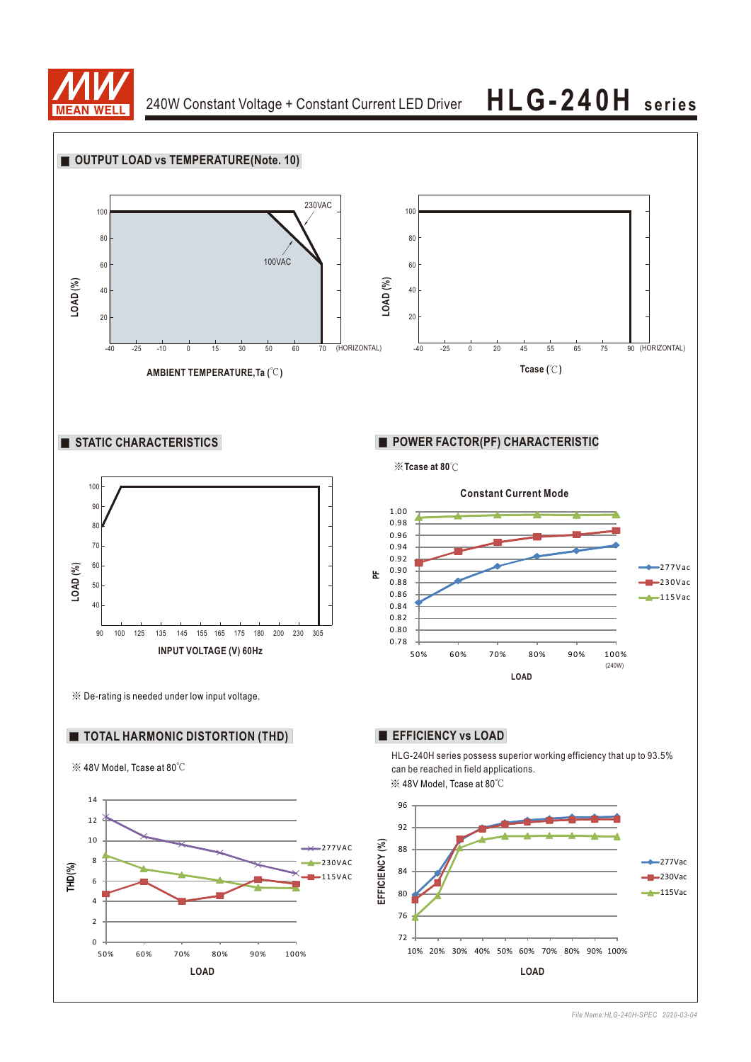## OUTPUT LOAD vs TEMPERATURE(Note. 10)

230VAC

100VAC

LOAD (%)

AMBIENT TEMPERATURE,Ta (℃)

(HORIZONTAL)

LOAD (%)

Tcase (℃)

(HORIZONTAL)

## STATIC CHARACTERISTICS

LOAD (%)

INPUT VOLTAGE (V) 60Hz

※ De-rating is needed under low input voltage.

## POWER FACTOR(PF) CHARACTERISTIC

※Tcase at 80℃

Constant Current Mode

PF

LOAD

277Vac
230Vac
115Vac

## TOTAL HARMONIC DISTORTION (THD)

※ 48V Model, Tcase at 80℃

THD(%)

LOAD

277VAC
230VAC
115VAC

## EFFICIENCY vs LOAD

HLG-240H series possess superior working efficiency that up to 93.5% can be reached in field applications.

※ 48V Model, Tcase at 80℃

EFFICIENCY (%)

LOAD

277Vac
230Vac
115Vac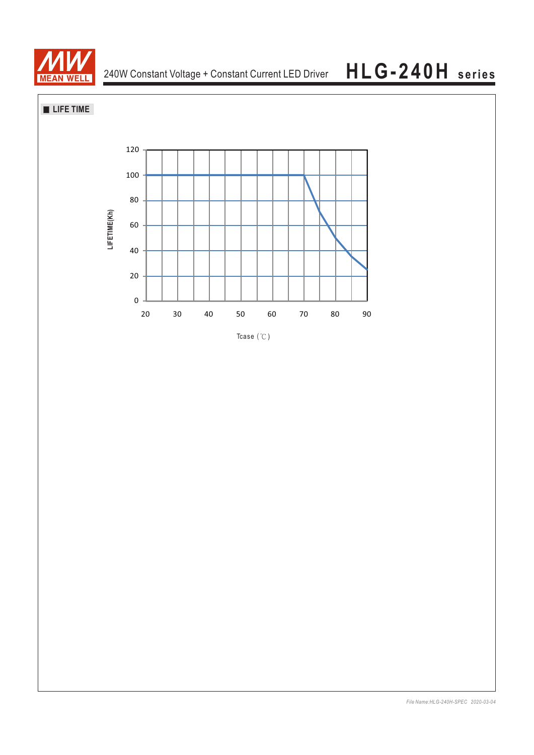## LIFE TIME

LIFETIME(Kh)

120
100
80
60
40
20
0

20 30 40 50 60 70 80 90

Tcase (℃)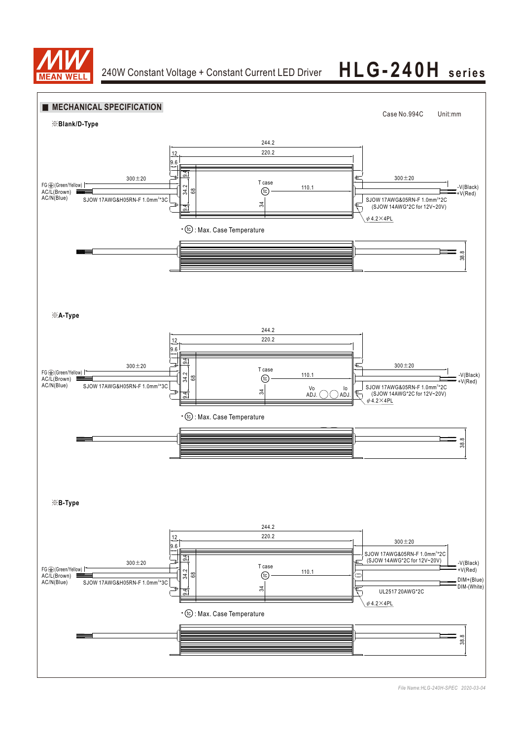## ■ MECHANICAL SPECIFICATION

Case No.994C　　Unit:mm

※Blank/D-Type

244.2

220.2

12

9.6

9.4

34.2

68

9.4

34

T case

tc

110.1

300±20

FG ⏚ (Green/Yellow)
AC/L(Brown)
AC/N(Blue)

SJOW 17AWG&H05RN-F 1.0mm²*3C

300±20

-V(Black)
+V(Red)

SJOW 17AWG&05RN-F 1.0mm²*2C
(SJOW 14AWG*2C for 12V~20V)

ϕ4.2×4PL

• tc : Max. Case Temperature

38.8

※A-Type

244.2

220.2

12

9.6

9.4

34.2

68

9.4

34

T case

tc

110.1

Vo ADJ.

Io ADJ.

300±20

FG ⏚ (Green/Yellow)
AC/L(Brown)
AC/N(Blue)

SJOW 17AWG&H05RN-F 1.0mm²*3C

300±20

-V(Black)
+V(Red)

SJOW 17AWG&05RN-F 1.0mm²*2C
(SJOW 14AWG*2C for 12V~20V)

ϕ4.2×4PL

• tc : Max. Case Temperature

38.8

※B-Type

244.2

220.2

12

9.6

9.4

34.2

68

9.4

34

T case

tc

110.1

300±20

FG ⏚ (Green/Yellow)
AC/L(Brown)
AC/N(Blue)

SJOW 17AWG&H05RN-F 1.0mm²*3C

300±20

SJOW 17AWG&05RN-F 1.0mm²*2C
(SJOW 14AWG*2C for 12V~20V)

-V(Black)
+V(Red)

DIM+(Blue)
DIM-(White)

UL2517 20AWG*2C

ϕ4.2×4PL

• tc : Max. Case Temperature

38.8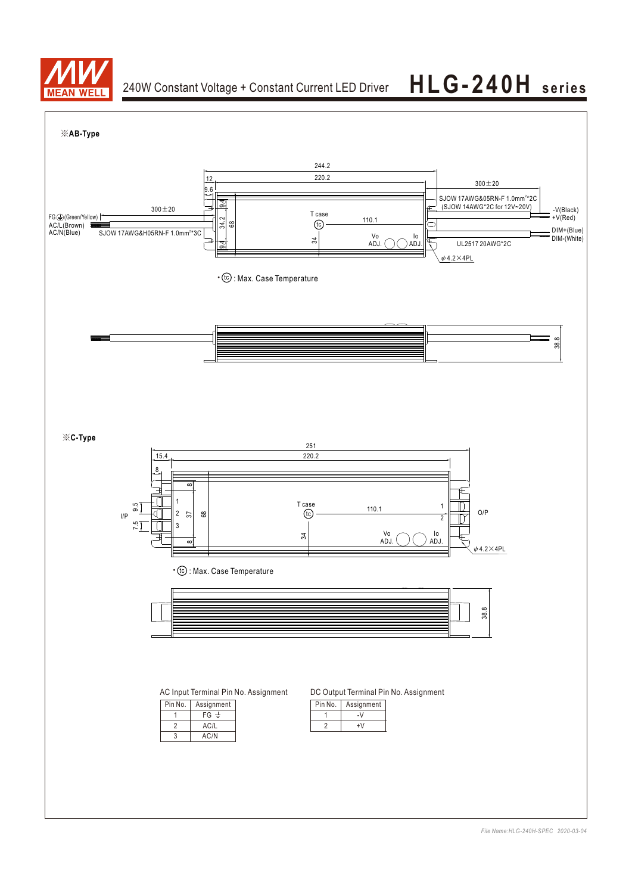## 240W Constant Voltage + Constant Current LED Driver **HLG-240H series**

※**AB-Type**

244.2
12
220.2
9.6
300±20
SJOW 17AWG&05RN-F 1.0mm²*2C
(SJOW 14AWG*2C for 12V~20V)
-V(Black)
+V(Red)
300±20
FG ⏚(Green/Yellow)
AC/L(Brown)
AC/N(Blue)
SJOW 17AWG&H05RN-F 1.0mm²*3C
9.4
34.2
68
9.4
T case
tc
110.1
34
Vo ADJ.
Io ADJ.
DIM+(Blue)
DIM-(White)
UL2517 20AWG*2C
φ4.2×4PL

• tc : Max. Case Temperature

38.8

※**C-Type**

251
15.4
220.2
8
8
I/P
9.5
7.5
1
2
3
37
68
8
T case
tc
110.1
1
2
O/P
34
Vo ADJ.
Io ADJ.
φ4.2×4PL

• tc : Max. Case Temperature

38.8

AC Input Terminal Pin No. Assignment

| Pin No. | Assignment |
|---|---|
| 1 | FG ⏚ |
| 2 | AC/L |
| 3 | AC/N |

DC Output Terminal Pin No. Assignment

| Pin No. | Assignment |
|---|---|
| 1 | -V |
| 2 | +V |

*File Name:HLG-240H-SPEC 2020-03-04*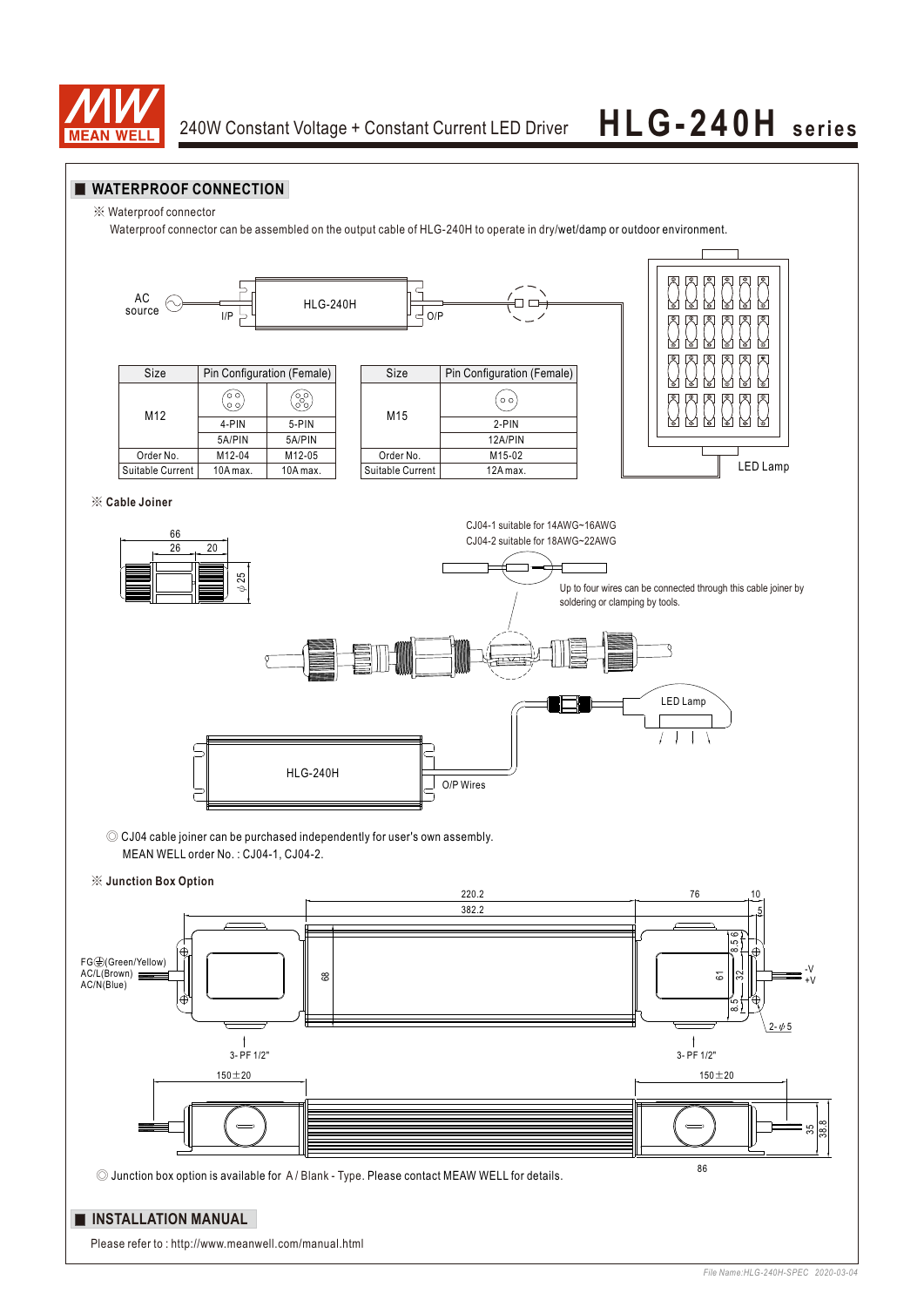## WATERPROOF CONNECTION

※ Waterproof connector

Waterproof connector can be assembled on the output cable of HLG-240H to operate in dry/wet/damp or outdoor environment.

AC source
I/P
HLG-240H
O/P
LED Lamp

| Size | Pin Configuration (Female) | |
|---|---|---|
| M12 | 4-PIN | 5-PIN |
| | 5A/PIN | 5A/PIN |
| Order No. | M12-04 | M12-05 |
| Suitable Current | 10A max. | 10A max. |

| Size | Pin Configuration (Female) |
|---|---|
| M15 | 2-PIN |
| | 12A/PIN |
| Order No. | M15-02 |
| Suitable Current | 12A max. |

※ **Cable Joiner**

66
26
20
ϕ 25

CJ04-1 suitable for 14AWG~16AWG
CJ04-2 suitable for 18AWG~22AWG

Up to four wires can be connected through this cable joiner by soldering or clamping by tools.

LED Lamp
HLG-240H
O/P Wires

◎ CJ04 cable joiner can be purchased independently for user's own assembly.
MEAN WELL order No. : CJ04-1, CJ04-2.

※ **Junction Box Option**

220.2
382.2
76
10
5
FG⏚(Green/Yellow)
AC/L(Brown)
AC/N(Blue)
68
8.5
6
61
32
8.5
-V
+V
2-ϕ5
3- PF 1/2"
3- PF 1/2"
150±20
150±20
35
38.8
86

◎ Junction box option is available for A / Blank - Type. Please contact MEAW WELL for details.

## INSTALLATION MANUAL

Please refer to : http://www.meanwell.com/manual.html